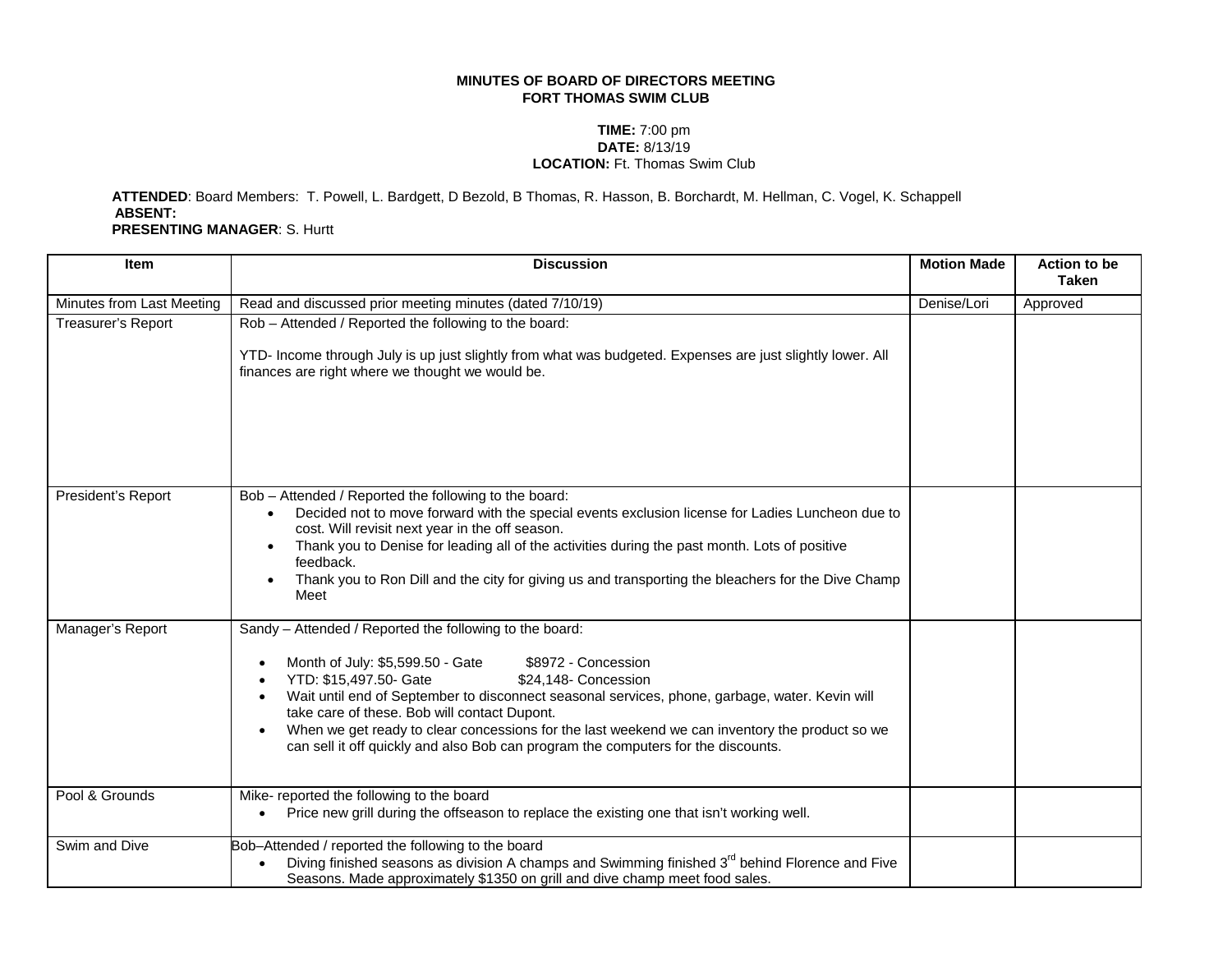**MINUTES OF BOARD OF DIRECTORS MEETING**
**FORT THOMAS SWIM CLUB**

**TIME:** 7:00 pm
**DATE:** 8/13/19
**LOCATION:** Ft. Thomas Swim Club

**ATTENDED**: Board Members: T. Powell, L. Bardgett, D Bezold, B Thomas, R. Hasson, B. Borchardt, M. Hellman, C. Vogel, K. Schappell
**ABSENT:**
**PRESENTING MANAGER**: S. Hurtt

| Item | Discussion | Motion Made | Action to be Taken |
|---|---|---|---|
| Minutes from Last Meeting | Read and discussed prior meeting minutes (dated 7/10/19) | Denise/Lori | Approved |
| Treasurer's Report | Rob – Attended / Reported the following to the board:<br><br>YTD- Income through July is up just slightly from what was budgeted. Expenses are just slightly lower. All finances are right where we thought we would be. | | |
| President's Report | Bob – Attended / Reported the following to the board:<br>• Decided not to move forward with the special events exclusion license for Ladies Luncheon due to cost. Will revisit next year in the off season.<br>• Thank you to Denise for leading all of the activities during the past month. Lots of positive feedback.<br>• Thank you to Ron Dill and the city for giving us and transporting the bleachers for the Dive Champ Meet | | |
| Manager's Report | Sandy – Attended / Reported the following to the board:<br><br>• Month of July: $5,599.50 - Gate $8972 - Concession<br>• YTD: $15,497.50- Gate $24,148- Concession<br>• Wait until end of September to disconnect seasonal services, phone, garbage, water. Kevin will take care of these. Bob will contact Dupont.<br>• When we get ready to clear concessions for the last weekend we can inventory the product so we can sell it off quickly and also Bob can program the computers for the discounts. | | |
| Pool & Grounds | Mike- reported the following to the board<br>• Price new grill during the offseason to replace the existing one that isn't working well. | | |
| Swim and Dive | Bob–Attended / reported the following to the board<br>• Diving finished seasons as division A champs and Swimming finished 3rd behind Florence and Five Seasons. Made approximately $1350 on grill and dive champ meet food sales. | | |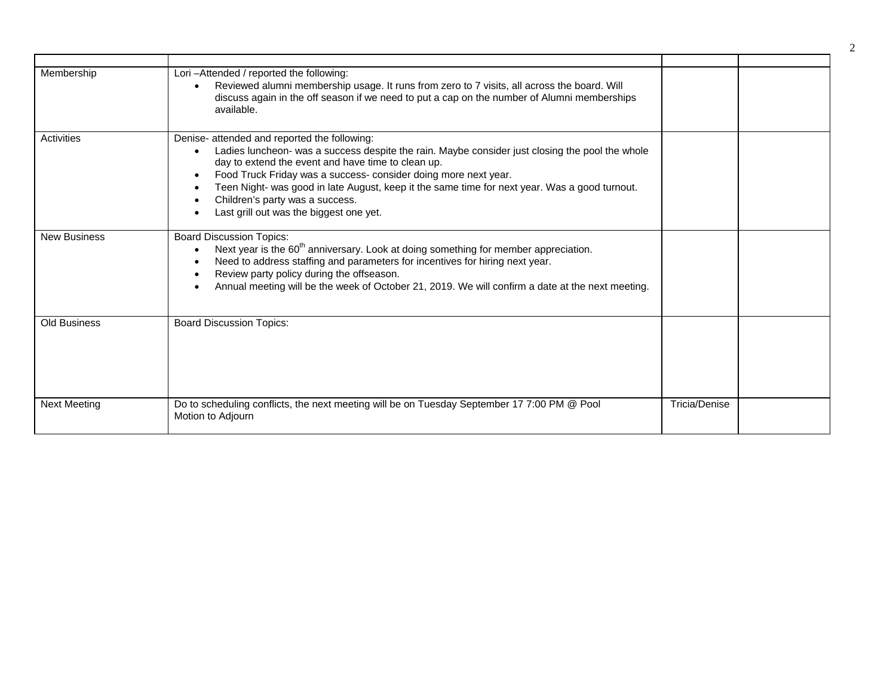| | | | |
|---|---|---|---|
| Membership | Lori –Attended / reported the following:<br>• Reviewed alumni membership usage. It runs from zero to 7 visits, all across the board. Will discuss again in the off season if we need to put a cap on the number of Alumni memberships available. | | |
| Activities | Denise- attended and reported the following:<br>• Ladies luncheon- was a success despite the rain. Maybe consider just closing the pool the whole day to extend the event and have time to clean up.<br>• Food Truck Friday was a success- consider doing more next year.<br>• Teen Night- was good in late August, keep it the same time for next year. Was a good turnout.<br>• Children's party was a success.<br>• Last grill out was the biggest one yet. | | |
| New Business | Board Discussion Topics:<br>• Next year is the 60th anniversary. Look at doing something for member appreciation.<br>• Need to address staffing and parameters for incentives for hiring next year.<br>• Review party policy during the offseason.<br>• Annual meeting will be the week of October 21, 2019. We will confirm a date at the next meeting. | | |
| Old Business | Board Discussion Topics: | | |
| Next Meeting | Do to scheduling conflicts, the next meeting will be on Tuesday September 17 7:00 PM @ Pool<br>Motion to Adjourn | Tricia/Denise | |